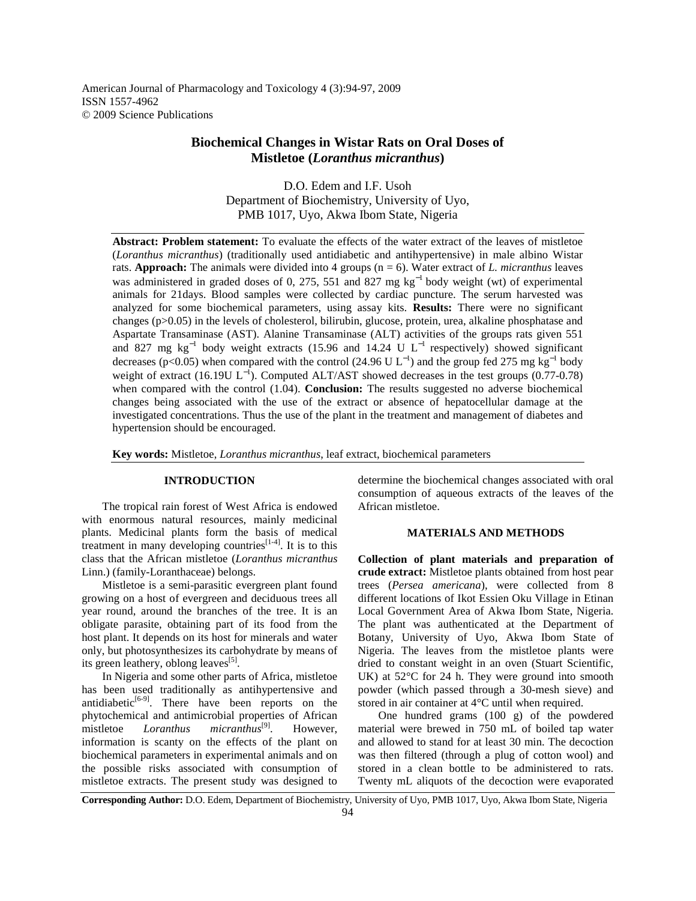American Journal of Pharmacology and Toxicology 4 (3):94-97, 2009
ISSN 1557-4962
© 2009 Science Publications

# Biochemical Changes in Wistar Rats on Oral Doses of Mistletoe (*Loranthus micranthus*)

D.O. Edem and I.F. Usoh
Department of Biochemistry, University of Uyo,
PMB 1017, Uyo, Akwa Ibom State, Nigeria

**Abstract: Problem statement:** To evaluate the effects of the water extract of the leaves of mistletoe (*Loranthus micranthus*) (traditionally used antidiabetic and antihypertensive) in male albino Wistar rats. **Approach:** The animals were divided into 4 groups (n = 6). Water extract of *L. micranthus* leaves was administered in graded doses of 0, 275, 551 and 827 mg $kg^{-1}$ body weight (wt) of experimental animals for 21days. Blood samples were collected by cardiac puncture. The serum harvested was analyzed for some biochemical parameters, using assay kits. **Results:** There were no significant changes (p>0.05) in the levels of cholesterol, bilirubin, glucose, protein, urea, alkaline phosphatase and Aspartate Transaminase (AST). Alanine Transaminase (ALT) activities of the groups rats given 551 and 827 mg $kg^{-1}$ body weight extracts (15.96 and 14.24 U $L^{-1}$ respectively) showed significant decreases (p<0.05) when compared with the control (24.96 U $L^{-1}$) and the group fed 275 mg $kg^{-1}$ body weight of extract (16.19U $L^{-1}$). Computed ALT/AST showed decreases in the test groups (0.77-0.78) when compared with the control (1.04). **Conclusion:** The results suggested no adverse biochemical changes being associated with the use of the extract or absence of hepatocellular damage at the investigated concentrations. Thus the use of the plant in the treatment and management of diabetes and hypertension should be encouraged.

**Key words:** Mistletoe, *Loranthus micranthus*, leaf extract, biochemical parameters

## INTRODUCTION

The tropical rain forest of West Africa is endowed with enormous natural resources, mainly medicinal plants. Medicinal plants form the basis of medical treatment in many developing countries[1-4]. It is to this class that the African mistletoe (*Loranthus micranthus* Linn.) (family-Loranthaceae) belongs.

Mistletoe is a semi-parasitic evergreen plant found growing on a host of evergreen and deciduous trees all year round, around the branches of the tree. It is an obligate parasite, obtaining part of its food from the host plant. It depends on its host for minerals and water only, but photosynthesizes its carbohydrate by means of its green leathery, oblong leaves[5].

In Nigeria and some other parts of Africa, mistletoe has been used traditionally as antihypertensive and antidiabetic[6-9]. There have been reports on the phytochemical and antimicrobial properties of African mistletoe *Loranthus micranthus*[9]. However, information is scanty on the effects of the plant on biochemical parameters in experimental animals and on the possible risks associated with consumption of mistletoe extracts. The present study was designed to determine the biochemical changes associated with oral consumption of aqueous extracts of the leaves of the African mistletoe.

## MATERIALS AND METHODS

**Collection of plant materials and preparation of crude extract:** Mistletoe plants obtained from host pear trees (*Persea americana*), were collected from 8 different locations of Ikot Essien Oku Village in Etinan Local Government Area of Akwa Ibom State, Nigeria. The plant was authenticated at the Department of Botany, University of Uyo, Akwa Ibom State of Nigeria. The leaves from the mistletoe plants were dried to constant weight in an oven (Stuart Scientific, UK) at 52°C for 24 h. They were ground into smooth powder (which passed through a 30-mesh sieve) and stored in air container at 4°C until when required.

One hundred grams (100 g) of the powdered material were brewed in 750 mL of boiled tap water and allowed to stand for at least 30 min. The decoction was then filtered (through a plug of cotton wool) and stored in a clean bottle to be administered to rats. Twenty mL aliquots of the decoction were evaporated

**Corresponding Author:** D.O. Edem, Department of Biochemistry, University of Uyo, PMB 1017, Uyo, Akwa Ibom State, Nigeria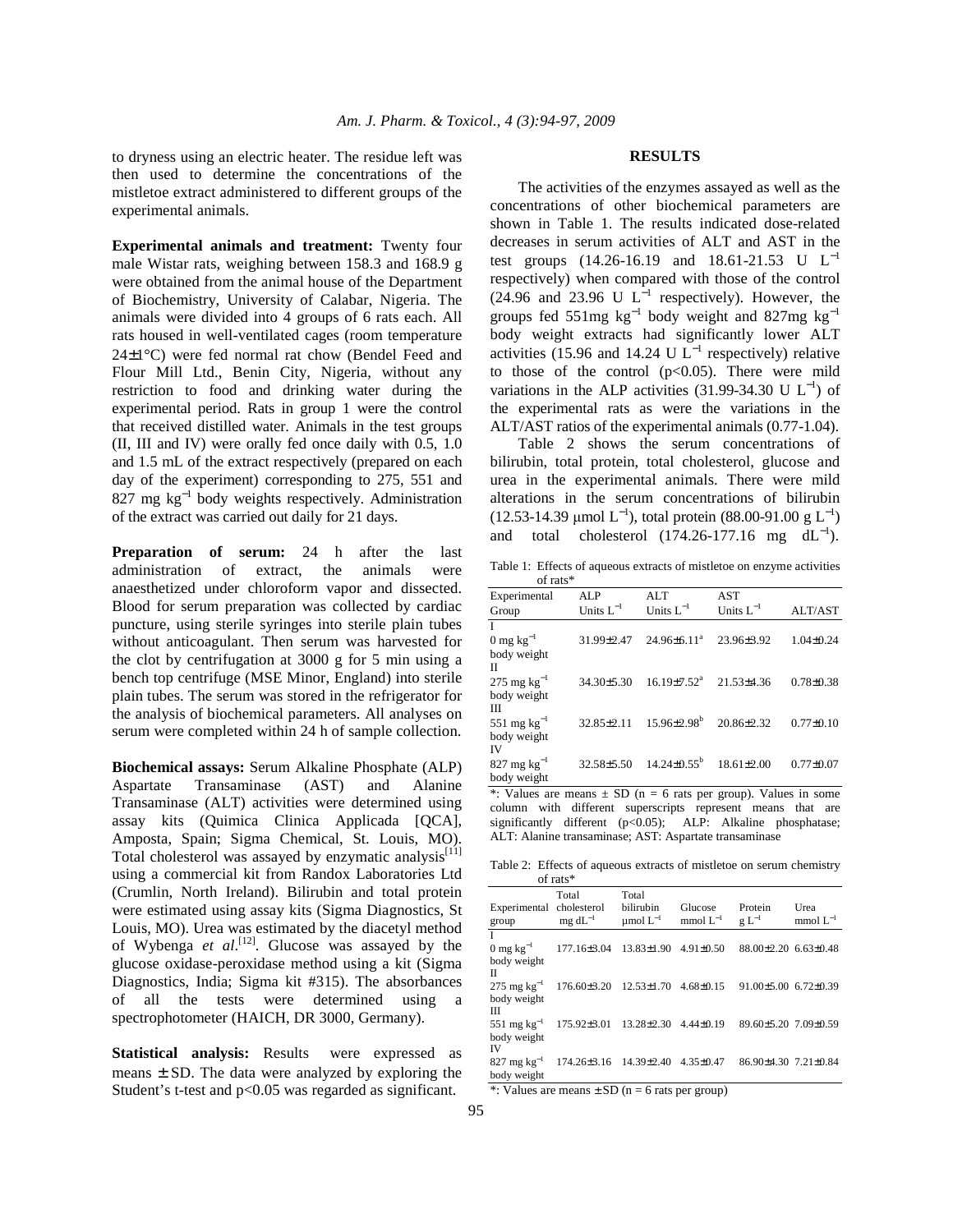to dryness using an electric heater. The residue left was then used to determine the concentrations of the mistletoe extract administered to different groups of the experimental animals.

**Experimental animals and treatment:** Twenty four male Wistar rats, weighing between 158.3 and 168.9 g were obtained from the animal house of the Department of Biochemistry, University of Calabar, Nigeria. The animals were divided into 4 groups of 6 rats each. All rats housed in well-ventilated cages (room temperature 24±1°C) were fed normal rat chow (Bendel Feed and Flour Mill Ltd., Benin City, Nigeria, without any restriction to food and drinking water during the experimental period. Rats in group 1 were the control that received distilled water. Animals in the test groups (II, III and IV) were orally fed once daily with 0.5, 1.0 and 1.5 mL of the extract respectively (prepared on each day of the experiment) corresponding to 275, 551 and 827 mg $kg^{-1}$ body weights respectively. Administration of the extract was carried out daily for 21 days.

**Preparation of serum:** 24 h after the last administration of extract, the animals were anaesthetized under chloroform vapor and dissected. Blood for serum preparation was collected by cardiac puncture, using sterile syringes into sterile plain tubes without anticoagulant. Then serum was harvested for the clot by centrifugation at 3000 g for 5 min using a bench top centrifuge (MSE Minor, England) into sterile plain tubes. The serum was stored in the refrigerator for the analysis of biochemical parameters. All analyses on serum were completed within 24 h of sample collection.

**Biochemical assays:** Serum Alkaline Phosphate (ALP) Aspartate Transaminase (AST) and Alanine Transaminase (ALT) activities were determined using assay kits (Quimica Clinica Applicada [QCA], Amposta, Spain; Sigma Chemical, St. Louis, MO). Total cholesterol was assayed by enzymatic analysis[11] using a commercial kit from Randox Laboratories Ltd (Crumlin, North Ireland). Bilirubin and total protein were estimated using assay kits (Sigma Diagnostics, St Louis, MO). Urea was estimated by the diacetyl method of Wybenga *et al*.[12]. Glucose was assayed by the glucose oxidase-peroxidase method using a kit (Sigma Diagnostics, India; Sigma kit #315). The absorbances of all the tests were determined using a spectrophotometer (HAICH, DR 3000, Germany).

**Statistical analysis:** Results were expressed as means ± SD. The data were analyzed by exploring the Student's t-test and p<0.05 was regarded as significant.

## RESULTS

The activities of the enzymes assayed as well as the concentrations of other biochemical parameters are shown in Table 1. The results indicated dose-related decreases in serum activities of ALT and AST in the test groups (14.26-16.19 and 18.61-21.53 U $L^{-1}$ respectively) when compared with those of the control (24.96 and 23.96 U $L^{-1}$ respectively). However, the groups fed 551mg $kg^{-1}$ body weight and 827mg $kg^{-1}$ body weight extracts had significantly lower ALT activities (15.96 and 14.24 U $L^{-1}$ respectively) relative to those of the control (p<0.05). There were mild variations in the ALP activities (31.99-34.30 U $L^{-1}$) of the experimental rats as were the variations in the ALT/AST ratios of the experimental animals (0.77-1.04).

Table 2 shows the serum concentrations of bilirubin, total protein, total cholesterol, glucose and urea in the experimental animals. There were mild alterations in the serum concentrations of bilirubin (12.53-14.39 μmol $L^{-1}$), total protein (88.00-91.00 g $L^{-1}$) and total cholesterol (174.26-177.16 mg $dL^{-1}$).

Table 1: Effects of aqueous extracts of mistletoe on enzyme activities of rats*

| Experimental Group | ALP Units $L^{-1}$ | ALT Units $L^{-1}$ | AST Units $L^{-1}$ | ALT/AST |
|---|---|---|---|---|
| I 0 mg $kg^{-1}$ body weight | 31.99±2.47 | 24.96±6.11[a] | 23.96±3.92 | 1.04±0.24 |
| II 275 mg $kg^{-1}$ body weight | 34.30±5.30 | 16.19±7.52[a] | 21.53±4.36 | 0.78±0.38 |
| III 551 mg $kg^{-1}$ body weight | 32.85±2.11 | 15.96±2.98[b] | 20.86±2.32 | 0.77±0.10 |
| IV 827 mg $kg^{-1}$ body weight | 32.58±5.50 | 14.24±0.55[b] | 18.61±2.00 | 0.77±0.07 |

*: Values are means ± SD (n = 6 rats per group). Values in some column with different superscripts represent means that are significantly different (p<0.05); ALP: Alkaline phosphatase; ALT: Alanine transaminase; AST: Aspartate transaminase

Table 2: Effects of aqueous extracts of mistletoe on serum chemistry of rats*

| Experimental group | Total cholesterol mg $dL^{-1}$ | Total bilirubin μmol $L^{-1}$ | Glucose mmol $L^{-1}$ | Protein g $L^{-1}$ | Urea mmol $L^{-1}$ |
|---|---|---|---|---|---|
| I 0 mg $kg^{-1}$ body weight | 177.16±3.04 | 13.83±1.90 | 4.91±0.50 | 88.00±2.20 | 6.63±0.48 |
| II 275 mg $kg^{-1}$ body weight | 176.60±3.20 | 12.53±1.70 | 4.68±0.15 | 91.00±5.00 | 6.72±0.39 |
| III 551 mg $kg^{-1}$ body weight | 175.92±3.01 | 13.28±2.30 | 4.44±0.19 | 89.60±5.20 | 7.09±0.59 |
| IV 827 mg $kg^{-1}$ body weight | 174.26±3.16 | 14.39±2.40 | 4.35±0.47 | 86.90±4.30 | 7.21±0.84 |

*: Values are means ± SD (n = 6 rats per group)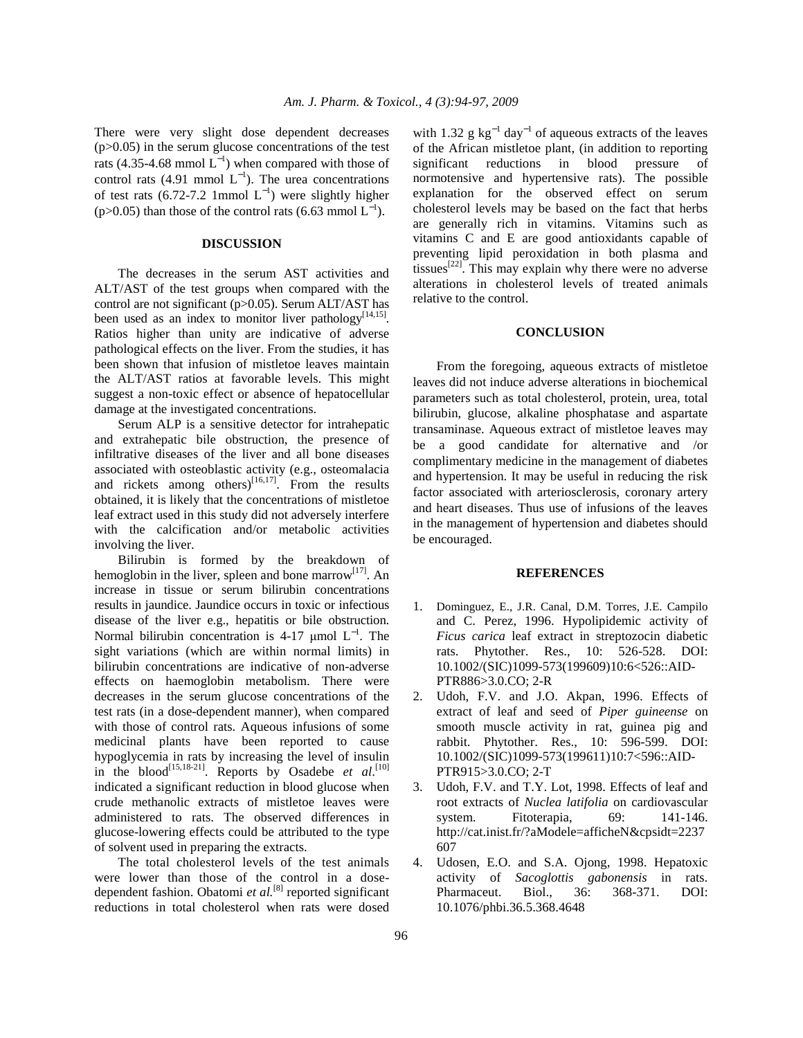There were very slight dose dependent decreases ($p>0.05$) in the serum glucose concentrations of the test rats (4.35-4.68 mmol $L^{-1}$) when compared with those of control rats (4.91 mmol $L^{-1}$). The urea concentrations of test rats (6.72-7.2 1mmol $L^{-1}$) were slightly higher ($p>0.05$) than those of the control rats (6.63 mmol $L^{-1}$).

## DISCUSSION

The decreases in the serum AST activities and ALT/AST of the test groups when compared with the control are not significant ($p>0.05$). Serum ALT/AST has been used as an index to monitor liver pathology[14,15]. Ratios higher than unity are indicative of adverse pathological effects on the liver. From the studies, it has been shown that infusion of mistletoe leaves maintain the ALT/AST ratios at favorable levels. This might suggest a non-toxic effect or absence of hepatocellular damage at the investigated concentrations.

Serum ALP is a sensitive detector for intrahepatic and extrahepatic bile obstruction, the presence of infiltrative diseases of the liver and all bone diseases associated with osteoblastic activity (e.g., osteomalacia and rickets among others)[16,17]. From the results obtained, it is likely that the concentrations of mistletoe leaf extract used in this study did not adversely interfere with the calcification and/or metabolic activities involving the liver.

Bilirubin is formed by the breakdown of hemoglobin in the liver, spleen and bone marrow[17]. An increase in tissue or serum bilirubin concentrations results in jaundice. Jaundice occurs in toxic or infectious disease of the liver e.g., hepatitis or bile obstruction. Normal bilirubin concentration is 4-17 μmol $L^{-1}$. The sight variations (which are within normal limits) in bilirubin concentrations are indicative of non-adverse effects on haemoglobin metabolism. There were decreases in the serum glucose concentrations of the test rats (in a dose-dependent manner), when compared with those of control rats. Aqueous infusions of some medicinal plants have been reported to cause hypoglycemia in rats by increasing the level of insulin in the blood[15,18-21]. Reports by Osadebe *et al*.[10] indicated a significant reduction in blood glucose when crude methanolic extracts of mistletoe leaves were administered to rats. The observed differences in glucose-lowering effects could be attributed to the type of solvent used in preparing the extracts.

The total cholesterol levels of the test animals were lower than those of the control in a dose-dependent fashion. Obatomi *et al.*[8] reported significant reductions in total cholesterol when rats were dosed with 1.32 g $kg^{-1}$ $day^{-1}$ of aqueous extracts of the leaves of the African mistletoe plant, (in addition to reporting significant reductions in blood pressure of normotensive and hypertensive rats). The possible explanation for the observed effect on serum cholesterol levels may be based on the fact that herbs are generally rich in vitamins. Vitamins such as vitamins C and E are good antioxidants capable of preventing lipid peroxidation in both plasma and tissues[22]. This may explain why there were no adverse alterations in cholesterol levels of treated animals relative to the control.

## CONCLUSION

From the foregoing, aqueous extracts of mistletoe leaves did not induce adverse alterations in biochemical parameters such as total cholesterol, protein, urea, total bilirubin, glucose, alkaline phosphatase and aspartate transaminase. Aqueous extract of mistletoe leaves may be a good candidate for alternative and /or complimentary medicine in the management of diabetes and hypertension. It may be useful in reducing the risk factor associated with arteriosclerosis, coronary artery and heart diseases. Thus use of infusions of the leaves in the management of hypertension and diabetes should be encouraged.

## REFERENCES

1. Dominguez, E., J.R. Canal, D.M. Torres, J.E. Campilo and C. Perez, 1996. Hypolipidemic activity of *Ficus carica* leaf extract in streptozocin diabetic rats. Phytother. Res., 10: 526-528. DOI: 10.1002/(SIC)1099-573(199609)10:6<526::AID-PTR886>3.0.CO; 2-R
2. Udoh, F.V. and J.O. Akpan, 1996. Effects of extract of leaf and seed of *Piper guineense* on smooth muscle activity in rat, guinea pig and rabbit. Phytother. Res., 10: 596-599. DOI: 10.1002/(SIC)1099-573(199611)10:7<596::AID-PTR915>3.0.CO; 2-T
3. Udoh, F.V. and T.Y. Lot, 1998. Effects of leaf and root extracts of *Nuclea latifolia* on cardiovascular system. Fitoterapia, 69: 141-146. http://cat.inist.fr/?aModele=afficheN&cpsidt=2237607
4. Udosen, E.O. and S.A. Ojong, 1998. Hepatoxic activity of *Sacoglottis gabonensis* in rats. Pharmaceut. Biol., 36: 368-371. DOI: 10.1076/phbi.36.5.368.4648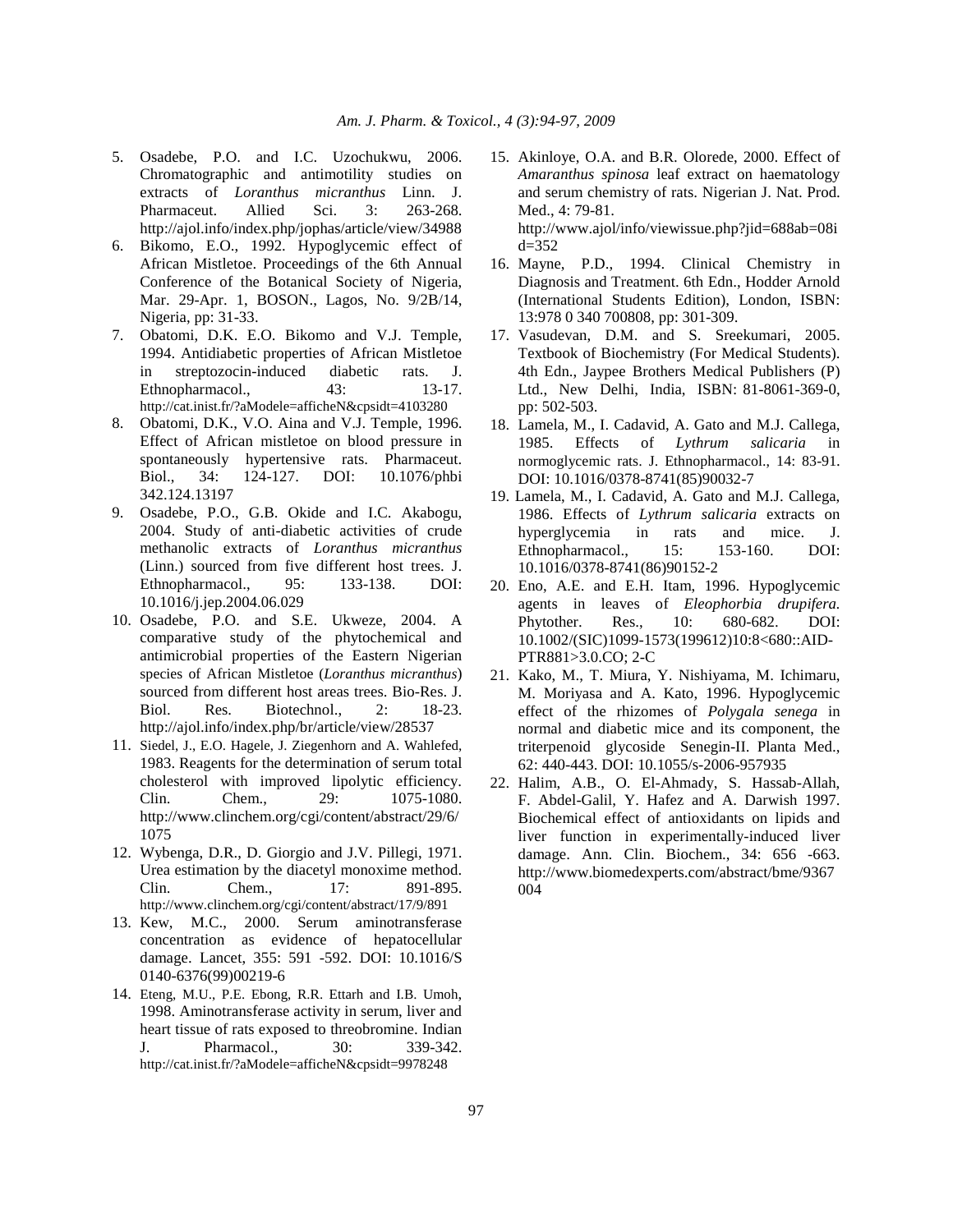5. Osadebe, P.O. and I.C. Uzochukwu, 2006. Chromatographic and antimotility studies on extracts of *Loranthus micranthus* Linn. J. Pharmaceut. Allied Sci. 3: 263-268. http://ajol.info/index.php/jophas/article/view/34988
6. Bikomo, E.O., 1992. Hypoglycemic effect of African Mistletoe. Proceedings of the 6th Annual Conference of the Botanical Society of Nigeria, Mar. 29-Apr. 1, BOSON., Lagos, No. 9/2B/14, Nigeria, pp: 31-33.
7. Obatomi, D.K. E.O. Bikomo and V.J. Temple, 1994. Antidiabetic properties of African Mistletoe in streptozocin-induced diabetic rats. J. Ethnopharmacol., 43: 13-17. http://cat.inist.fr/?aModele=afficheN&cpsidt=4103280
8. Obatomi, D.K., V.O. Aina and V.J. Temple, 1996. Effect of African mistletoe on blood pressure in spontaneously hypertensive rats. Pharmaceut. Biol., 34: 124-127. DOI: 10.1076/phbi 342.124.13197
9. Osadebe, P.O., G.B. Okide and I.C. Akabogu, 2004. Study of anti-diabetic activities of crude methanolic extracts of *Loranthus micranthus* (Linn.) sourced from five different host trees. J. Ethnopharmacol., 95: 133-138. DOI: 10.1016/j.jep.2004.06.029
10. Osadebe, P.O. and S.E. Ukweze, 2004. A comparative study of the phytochemical and antimicrobial properties of the Eastern Nigerian species of African Mistletoe (*Loranthus micranthus*) sourced from different host areas trees. Bio-Res. J. Biol. Res. Biotechnol., 2: 18-23. http://ajol.info/index.php/br/article/view/28537
11. Siedel, J., E.O. Hagele, J. Ziegenhorn and A. Wahlefed, 1983. Reagents for the determination of serum total cholesterol with improved lipolytic efficiency. Clin. Chem., 29: 1075-1080. http://www.clinchem.org/cgi/content/abstract/29/6/1075
12. Wybenga, D.R., D. Giorgio and J.V. Pillegi, 1971. Urea estimation by the diacetyl monoxime method. Clin. Chem., 17: 891-895. http://www.clinchem.org/cgi/content/abstract/17/9/891
13. Kew, M.C., 2000. Serum aminotransferase concentration as evidence of hepatocellular damage. Lancet, 355: 591 -592. DOI: 10.1016/S 0140-6376(99)00219-6
14. Eteng, M.U., P.E. Ebong, R.R. Ettarh and I.B. Umoh, 1998. Aminotransferase activity in serum, liver and heart tissue of rats exposed to threobromine. Indian J. Pharmacol., 30: 339-342. http://cat.inist.fr/?aModele=afficheN&cpsidt=9978248
15. Akinloye, O.A. and B.R. Olorede, 2000. Effect of *Amaranthus spinosa* leaf extract on haematology and serum chemistry of rats. Nigerian J. Nat. Prod. Med., 4: 79-81. http://www.ajol.info/viewissue.php?jid=688ab=08id=352
16. Mayne, P.D., 1994. Clinical Chemistry in Diagnosis and Treatment. 6th Edn., Hodder Arnold (International Students Edition), London, ISBN: 13:978 0 340 700808, pp: 301-309.
17. Vasudevan, D.M. and S. Sreekumari, 2005. Textbook of Biochemistry (For Medical Students). 4th Edn., Jaypee Brothers Medical Publishers (P) Ltd., New Delhi, India, ISBN: 81-8061-369-0, pp: 502-503.
18. Lamela, M., I. Cadavid, A. Gato and M.J. Callega, 1985. Effects of *Lythrum salicaria* in normoglycemic rats. J. Ethnopharmacol., 14: 83-91. DOI: 10.1016/0378-8741(85)90032-7
19. Lamela, M., I. Cadavid, A. Gato and M.J. Callega, 1986. Effects of *Lythrum salicaria* extracts on hyperglycemia in rats and mice. J. Ethnopharmacol., 15: 153-160. DOI: 10.1016/0378-8741(86)90152-2
20. Eno, A.E. and E.H. Itam, 1996. Hypoglycemic agents in leaves of *Eleophorbia drupifera.* Phytother. Res., 10: 680-682. DOI: 10.1002/(SIC)1099-1573(199612)10:8<680::AID-PTR881>3.0.CO; 2-C
21. Kako, M., T. Miura, Y. Nishiyama, M. Ichimaru, M. Moriyasa and A. Kato, 1996. Hypoglycemic effect of the rhizomes of *Polygala senega* in normal and diabetic mice and its component, the triterpenoid glycoside Senegin-II. Planta Med., 62: 440-443. DOI: 10.1055/s-2006-957935
22. Halim, A.B., O. El-Ahmady, S. Hassab-Allah, F. Abdel-Galil, Y. Hafez and A. Darwish 1997. Biochemical effect of antioxidants on lipids and liver function in experimentally-induced liver damage. Ann. Clin. Biochem., 34: 656 -663. http://www.biomedexperts.com/abstract/bme/9367004